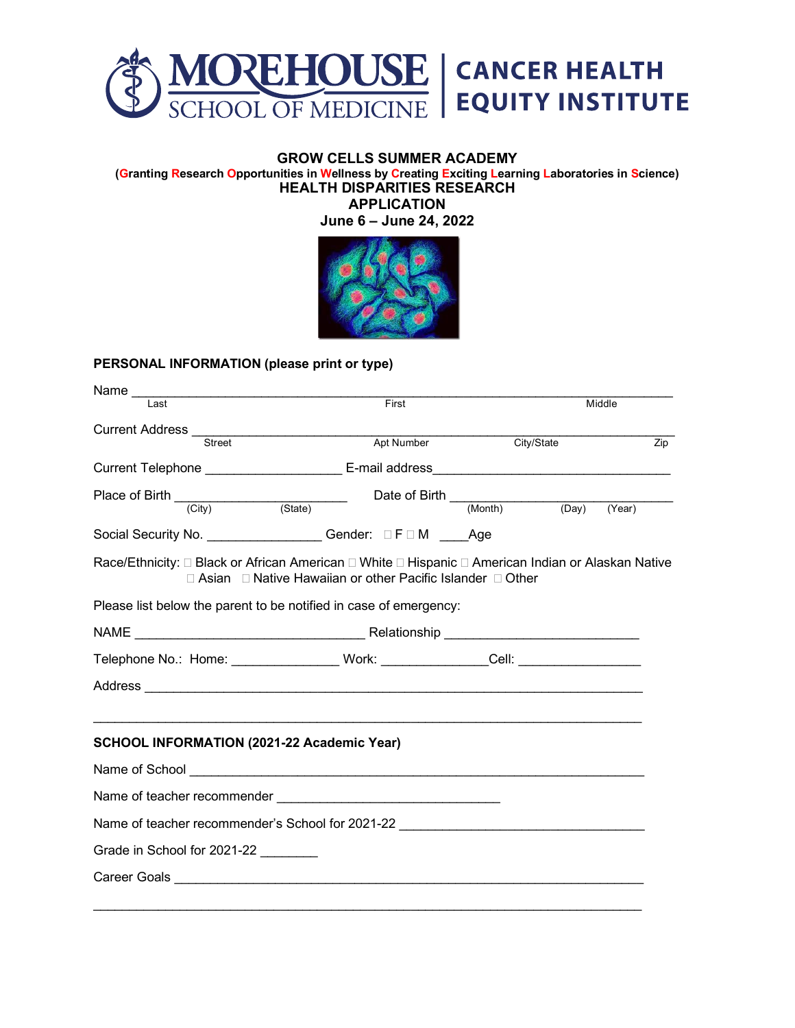MOREHOUSE SCHOOL OF MEDICINE | CANCER HEALTH EQUITY INSTITUTE

## GROW CELLS SUMMER ACADEMY

**(Granting Research Opportunities in Wellness by Creating Exciting Learning Laboratories in Science)**

## HEALTH DISPARITIES RESEARCH

## APPLICATION

## June 6 – June 24, 2022

**PERSONAL INFORMATION (please print or type)**

Name ______________________________________________________________________
Last First Middle

Current Address ______________________________________________________________
Street Apt Number City/State Zip

Current Telephone __________________ E-mail address________________________________

Place of Birth _______________________ Date of Birth ______________________________
(City) (State) (Month) (Day) (Year)

Social Security No. ________________ Gender: □ F □ M ____Age

Race/Ethnicity: □ Black or African American □ White □ Hispanic □ American Indian or Alaskan Native □ Asian □ Native Hawaiian or other Pacific Islander □ Other

Please list below the parent to be notified in case of emergency:

NAME ________________________________ Relationship __________________________

Telephone No.: Home: ______________ Work: ______________Cell: ________________

Address ___________________________________________________________________

___________________________________________________________________________

**SCHOOL INFORMATION (2021-22 Academic Year)**

Name of School ______________________________________________________________

Name of teacher recommender ______________________________

Name of teacher recommender's School for 2021-22 _________________________________

Grade in School for 2021-22 ________

Career Goals _________________________________________________________________

___________________________________________________________________________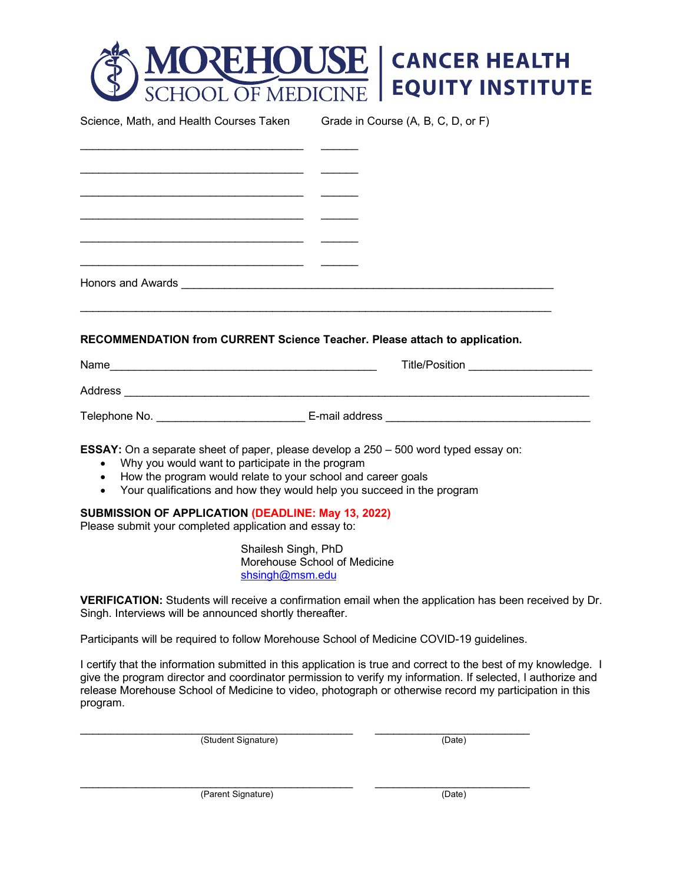MOREHOUSE SCHOOL OF MEDICINE | CANCER HEALTH EQUITY INSTITUTE

| Science, Math, and Health Courses Taken | Grade in Course (A, B, C, D, or F) |
|---|---|
| ___________________________________ | ______ |
| ___________________________________ | ______ |
| ___________________________________ | ______ |
| ___________________________________ | ______ |
| ___________________________________ | ______ |
| ___________________________________ | ______ |

Honors and Awards ___________________________________________________________

___________________________________________________________________________

**RECOMMENDATION from CURRENT Science Teacher. Please attach to application.**

Name___________________________________________ Title/Position ___________________

Address ___________________________________________________________________________

Telephone No. _______________________ E-mail address ________________________________

**ESSAY:** On a separate sheet of paper, please develop a 250 – 500 word typed essay on:

- Why you would want to participate in the program
- How the program would relate to your school and career goals
- Your qualifications and how they would help you succeed in the program

**SUBMISSION OF APPLICATION (DEADLINE: May 13, 2022)**
Please submit your completed application and essay to:

Shailesh Singh, PhD
Morehouse School of Medicine
shsingh@msm.edu

**VERIFICATION:** Students will receive a confirmation email when the application has been received by Dr. Singh. Interviews will be announced shortly thereafter.

Participants will be required to follow Morehouse School of Medicine COVID-19 guidelines.

I certify that the information submitted in this application is true and correct to the best of my knowledge. I give the program director and coordinator permission to verify my information. If selected, I authorize and release Morehouse School of Medicine to video, photograph or otherwise record my participation in this program.

_____________________________________________ _________________________
(Student Signature) (Date)

_____________________________________________ _________________________
(Parent Signature) (Date)